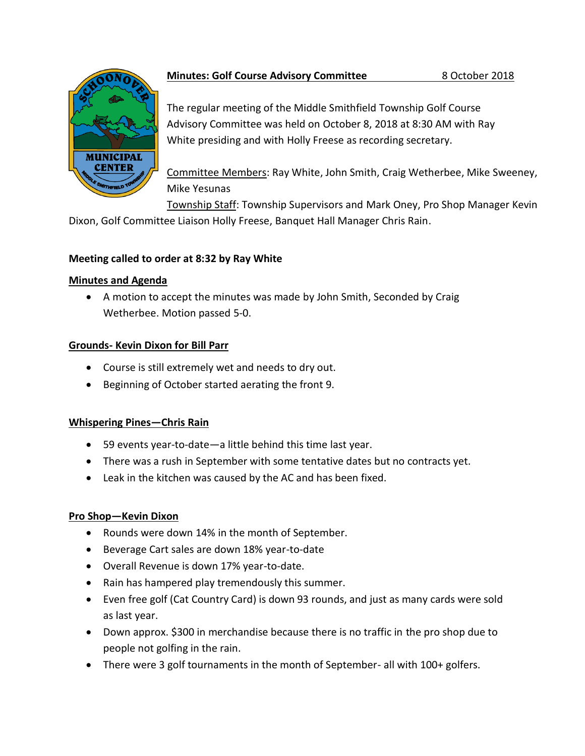**Minutes: Golf Course Advisory Committee** 8 October 2018

The regular meeting of the Middle Smithfield Township Golf Course Advisory Committee was held on October 8, 2018 at 8:30 AM with Ray White presiding and with Holly Freese as recording secretary.

Committee Members: Ray White, John Smith, Craig Wetherbee, Mike Sweeney, Mike Yesunas

Township Staff: Township Supervisors and Mark Oney, Pro Shop Manager Kevin Dixon, Golf Committee Liaison Holly Freese, Banquet Hall Manager Chris Rain.

**Meeting called to order at 8:32 by Ray White**

**Minutes and Agenda**

- A motion to accept the minutes was made by John Smith, Seconded by Craig Wetherbee. Motion passed 5-0.

**Grounds- Kevin Dixon for Bill Parr**

- Course is still extremely wet and needs to dry out.
- Beginning of October started aerating the front 9.

**Whispering Pines—Chris Rain**

- 59 events year-to-date—a little behind this time last year.
- There was a rush in September with some tentative dates but no contracts yet.
- Leak in the kitchen was caused by the AC and has been fixed.

**Pro Shop—Kevin Dixon**

- Rounds were down 14% in the month of September.
- Beverage Cart sales are down 18% year-to-date
- Overall Revenue is down 17% year-to-date.
- Rain has hampered play tremendously this summer.
- Even free golf (Cat Country Card) is down 93 rounds, and just as many cards were sold as last year.
- Down approx. $300 in merchandise because there is no traffic in the pro shop due to people not golfing in the rain.
- There were 3 golf tournaments in the month of September- all with 100+ golfers.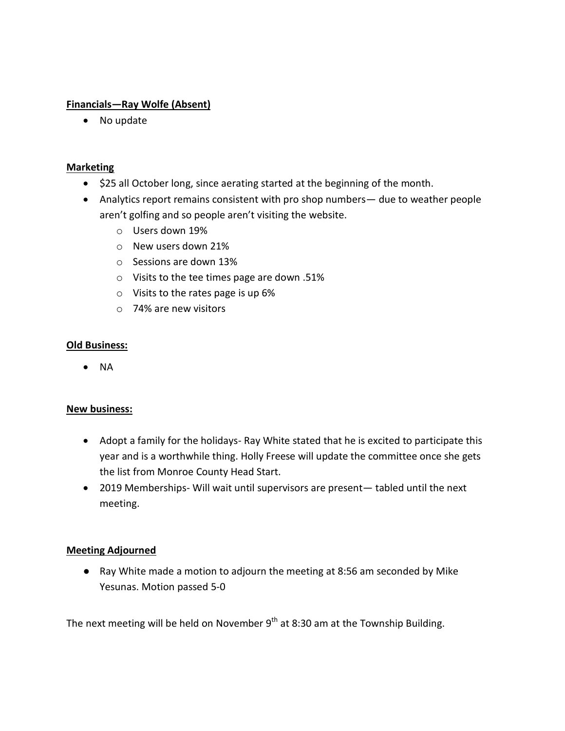**Financials—Ray Wolfe (Absent)**

- No update

**Marketing**

- $25 all October long, since aerating started at the beginning of the month.
- Analytics report remains consistent with pro shop numbers— due to weather people aren't golfing and so people aren't visiting the website.
    - Users down 19%
    - New users down 21%
    - Sessions are down 13%
    - Visits to the tee times page are down .51%
    - Visits to the rates page is up 6%
    - 74% are new visitors

**Old Business:**

- NA

**New business:**

- Adopt a family for the holidays- Ray White stated that he is excited to participate this year and is a worthwhile thing. Holly Freese will update the committee once she gets the list from Monroe County Head Start.
- 2019 Memberships- Will wait until supervisors are present— tabled until the next meeting.

**Meeting Adjourned**

- Ray White made a motion to adjourn the meeting at 8:56 am seconded by Mike Yesunas. Motion passed 5-0

The next meeting will be held on November 9th at 8:30 am at the Township Building.